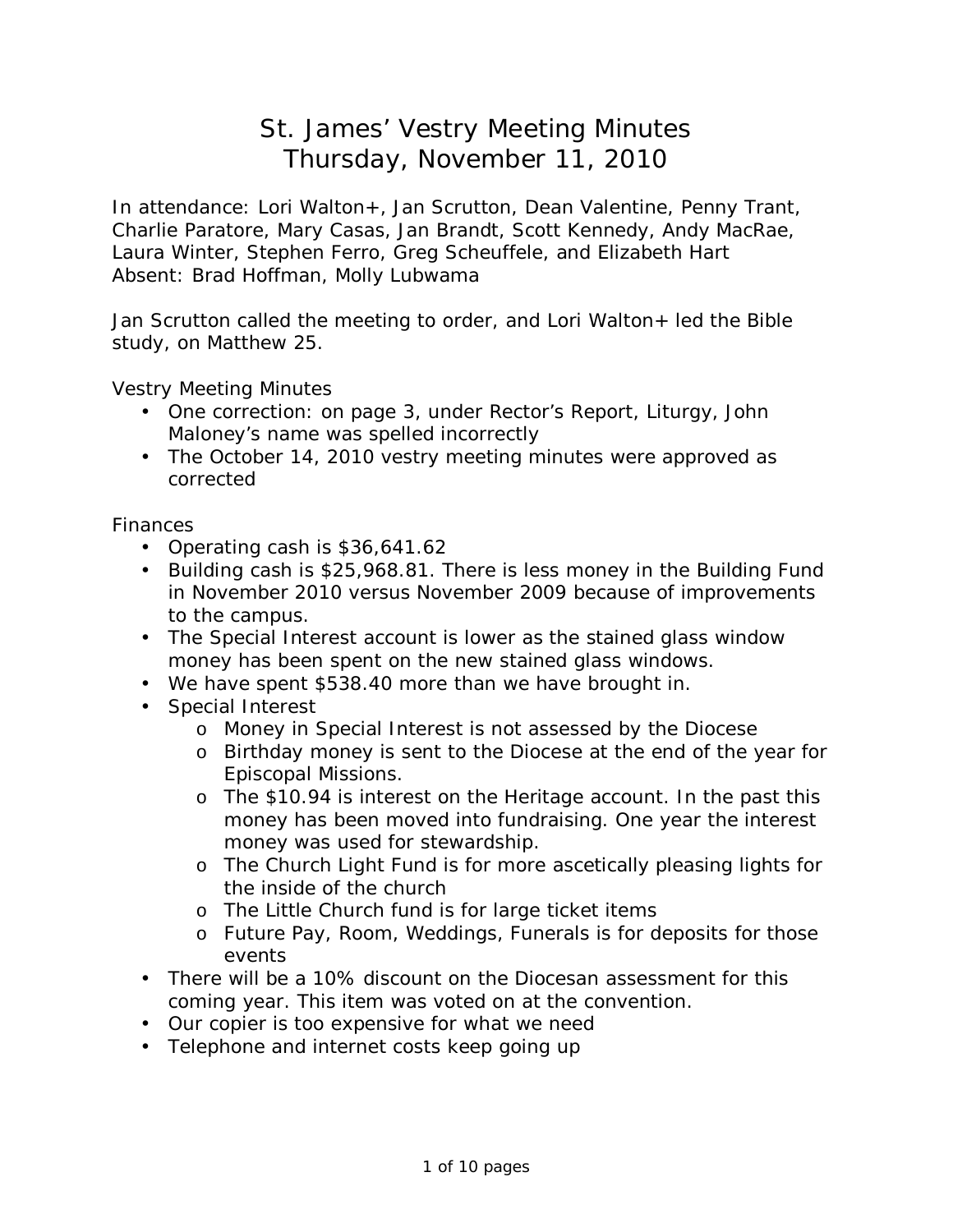# St. James' Vestry Meeting Minutes
## Thursday, November 11, 2010

In attendance: Lori Walton+, Jan Scrutton, Dean Valentine, Penny Trant, Charlie Paratore, Mary Casas, Jan Brandt, Scott Kennedy, Andy MacRae, Laura Winter, Stephen Ferro, Greg Scheuffele, and Elizabeth Hart
Absent: Brad Hoffman, Molly Lubwama

Jan Scrutton called the meeting to order, and Lori Walton+ led the Bible study, on Matthew 25.

Vestry Meeting Minutes

- One correction: on page 3, under Rector's Report, Liturgy, John Maloney's name was spelled incorrectly
- The October 14, 2010 vestry meeting minutes were approved as corrected

Finances

- Operating cash is $36,641.62
- Building cash is $25,968.81. There is less money in the Building Fund in November 2010 versus November 2009 because of improvements to the campus.
- The Special Interest account is lower as the stained glass window money has been spent on the new stained glass windows.
- We have spent $538.40 more than we have brought in.
- Special Interest
  - Money in Special Interest is not assessed by the Diocese
  - Birthday money is sent to the Diocese at the end of the year for Episcopal Missions.
  - The $10.94 is interest on the Heritage account. In the past this money has been moved into fundraising. One year the interest money was used for stewardship.
  - The Church Light Fund is for more ascetically pleasing lights for the inside of the church
  - The Little Church fund is for large ticket items
  - Future Pay, Room, Weddings, Funerals is for deposits for those events
- There will be a 10% discount on the Diocesan assessment for this coming year. This item was voted on at the convention.
- Our copier is too expensive for what we need
- Telephone and internet costs keep going up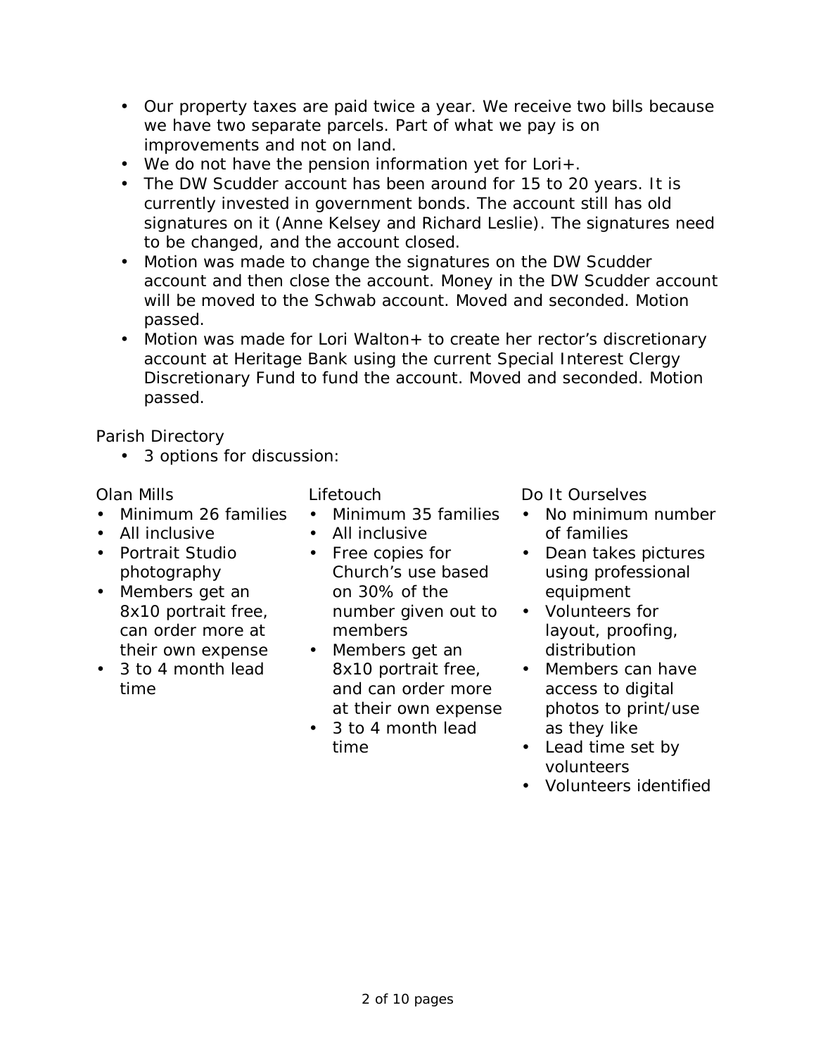- Our property taxes are paid twice a year. We receive two bills because we have two separate parcels. Part of what we pay is on improvements and not on land.
- We do not have the pension information yet for Lori+.
- The DW Scudder account has been around for 15 to 20 years. It is currently invested in government bonds. The account still has old signatures on it (Anne Kelsey and Richard Leslie). The signatures need to be changed, and the account closed.
- Motion was made to change the signatures on the DW Scudder account and then close the account. Money in the DW Scudder account will be moved to the Schwab account. Moved and seconded. Motion passed.
- Motion was made for Lori Walton+ to create her rector's discretionary account at Heritage Bank using the current Special Interest Clergy Discretionary Fund to fund the account. Moved and seconded. Motion passed.

Parish Directory

- 3 options for discussion:

Olan Mills

- Minimum 26 families
- All inclusive
- Portrait Studio photography
- Members get an 8x10 portrait free, can order more at their own expense
- 3 to 4 month lead time

Lifetouch

- Minimum 35 families
- All inclusive
- Free copies for Church's use based on 30% of the number given out to members
- Members get an 8x10 portrait free, and can order more at their own expense
- 3 to 4 month lead time

Do It Ourselves

- No minimum number of families
- Dean takes pictures using professional equipment
- Volunteers for layout, proofing, distribution
- Members can have access to digital photos to print/use as they like
- Lead time set by volunteers
- Volunteers identified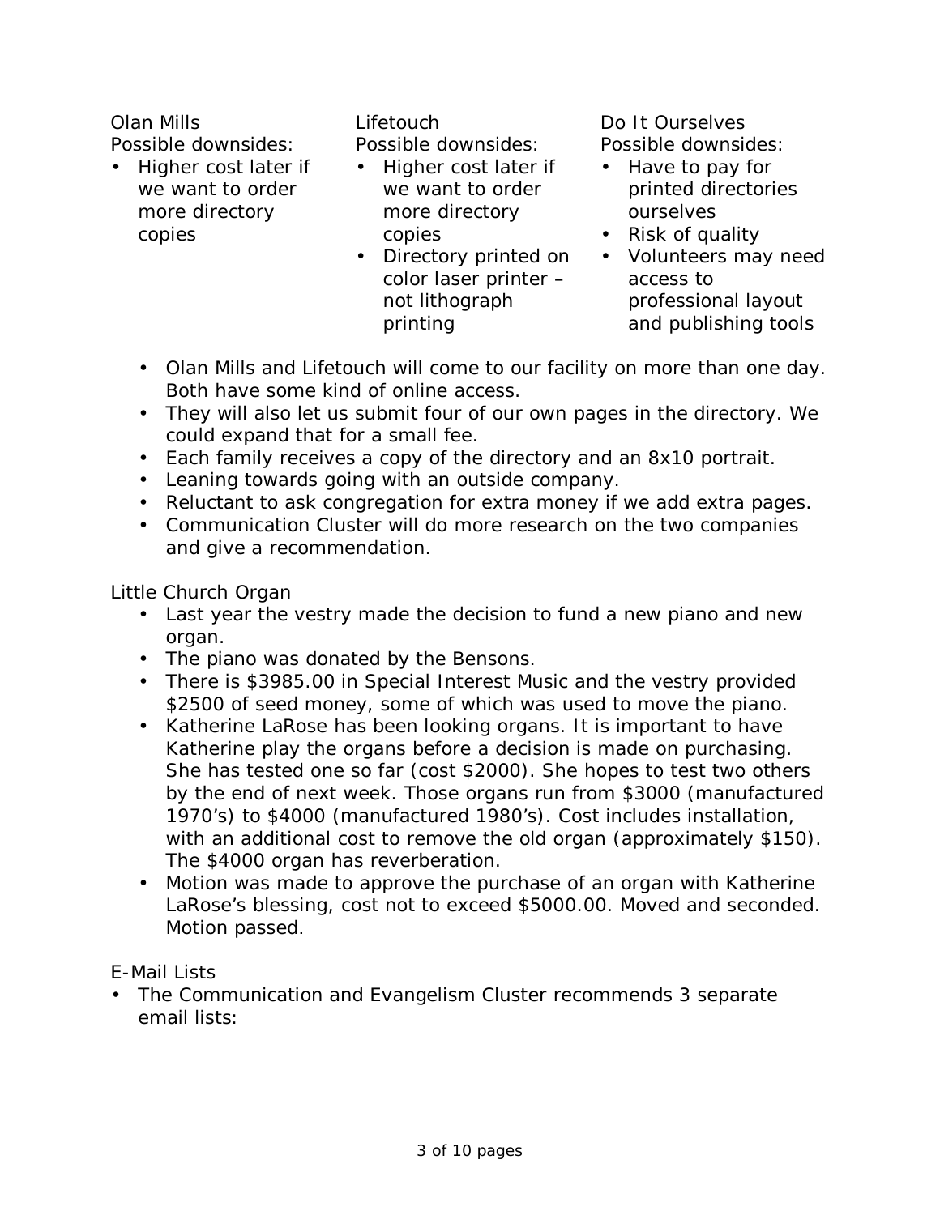Olan Mills
Possible downsides:

- Higher cost later if we want to order more directory copies

Lifetouch
Possible downsides:

- Higher cost later if we want to order more directory copies
- Directory printed on color laser printer – not lithograph printing

Do It Ourselves
Possible downsides:

- Have to pay for printed directories ourselves
- Risk of quality
- Volunteers may need access to professional layout and publishing tools

- Olan Mills and Lifetouch will come to our facility on more than one day. Both have some kind of online access.
- They will also let us submit four of our own pages in the directory. We could expand that for a small fee.
- Each family receives a copy of the directory and an 8x10 portrait.
- Leaning towards going with an outside company.
- Reluctant to ask congregation for extra money if we add extra pages.
- Communication Cluster will do more research on the two companies and give a recommendation.

Little Church Organ

- Last year the vestry made the decision to fund a new piano and new organ.
- The piano was donated by the Bensons.
- There is $3985.00 in Special Interest Music and the vestry provided $2500 of seed money, some of which was used to move the piano.
- Katherine LaRose has been looking organs. It is important to have Katherine play the organs before a decision is made on purchasing. She has tested one so far (cost $2000). She hopes to test two others by the end of next week. Those organs run from $3000 (manufactured 1970's) to $4000 (manufactured 1980's). Cost includes installation, with an additional cost to remove the old organ (approximately $150). The $4000 organ has reverberation.
- Motion was made to approve the purchase of an organ with Katherine LaRose's blessing, cost not to exceed $5000.00. Moved and seconded. Motion passed.

E-Mail Lists

- The Communication and Evangelism Cluster recommends 3 separate email lists: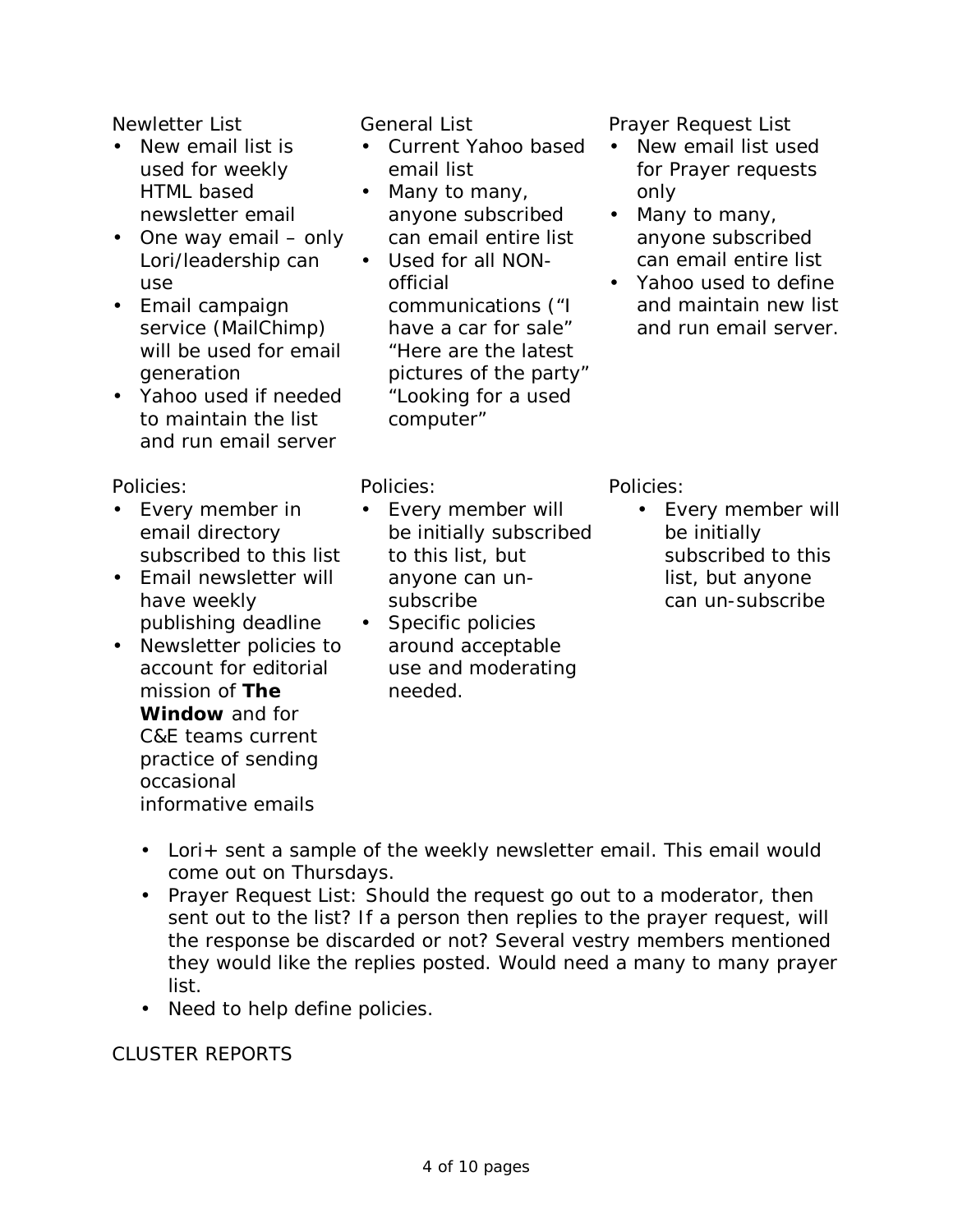Newletter List

- New email list is used for weekly HTML based newsletter email
- One way email – only Lori/leadership can use
- Email campaign service (MailChimp) will be used for email generation
- Yahoo used if needed to maintain the list and run email server

Policies:

- Every member in email directory subscribed to this list
- Email newsletter will have weekly publishing deadline
- Newsletter policies to account for editorial mission of **The Window** and for C&E teams current practice of sending occasional informative emails

General List

- Current Yahoo based email list
- Many to many, anyone subscribed can email entire list
- Used for all NON-official communications ("I have a car for sale" "Here are the latest pictures of the party" "Looking for a used computer"

Policies:

- Every member will be initially subscribed to this list, but anyone can un-subscribe
- Specific policies around acceptable use and moderating needed.

Prayer Request List

- New email list used for Prayer requests only
- Many to many, anyone subscribed can email entire list
- Yahoo used to define and maintain new list and run email server.

Policies:

- Every member will be initially subscribed to this list, but anyone can un-subscribe

- Lori+ sent a sample of the weekly newsletter email. This email would come out on Thursdays.
- Prayer Request List: Should the request go out to a moderator, then sent out to the list? If a person then replies to the prayer request, will the response be discarded or not? Several vestry members mentioned they would like the replies posted. Would need a many to many prayer list.
- Need to help define policies.

CLUSTER REPORTS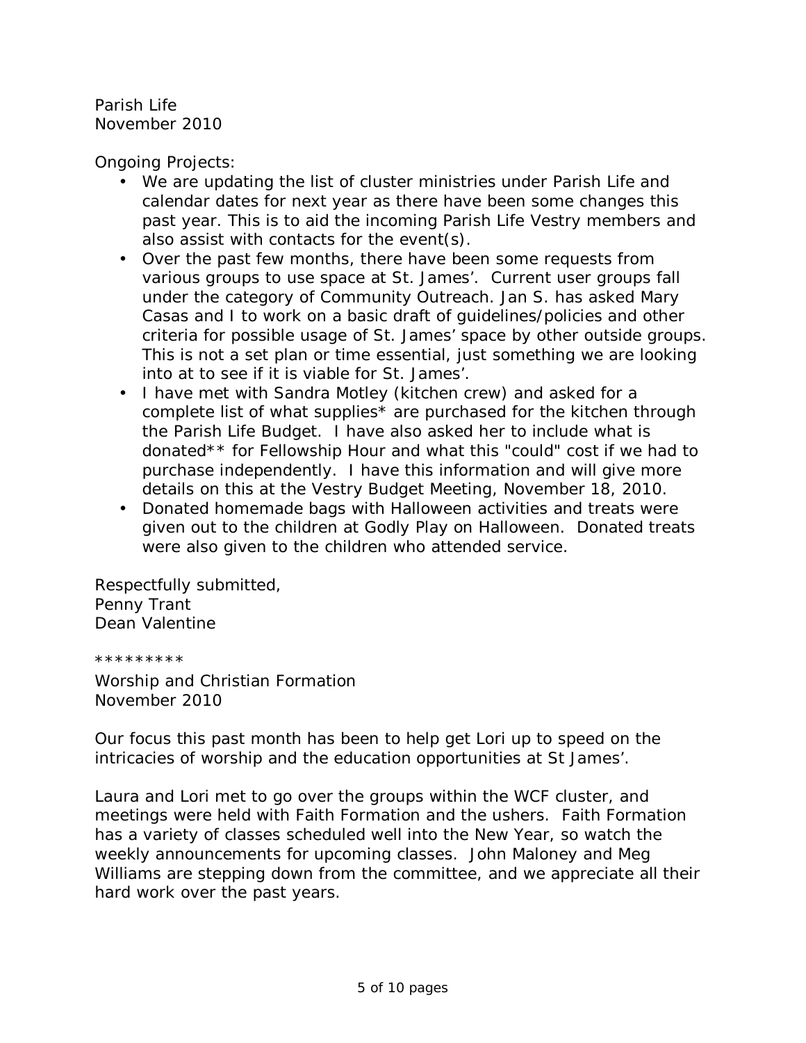Parish Life
November 2010

Ongoing Projects:

- We are updating the list of cluster ministries under Parish Life and calendar dates for next year as there have been some changes this past year. This is to aid the incoming Parish Life Vestry members and also assist with contacts for the event(s).
- Over the past few months, there have been some requests from various groups to use space at St. James'. Current user groups fall under the category of Community Outreach. Jan S. has asked Mary Casas and I to work on a basic draft of guidelines/policies and other criteria for possible usage of St. James' space by other outside groups. This is not a set plan or time essential, just something we are looking into at to see if it is viable for St. James'.
- I have met with Sandra Motley (kitchen crew) and asked for a complete list of what supplies* are purchased for the kitchen through the Parish Life Budget. I have also asked her to include what is donated** for Fellowship Hour and what this "could" cost if we had to purchase independently. I have this information and will give more details on this at the Vestry Budget Meeting, November 18, 2010.
- Donated homemade bags with Halloween activities and treats were given out to the children at Godly Play on Halloween. Donated treats were also given to the children who attended service.

Respectfully submitted,
Penny Trant
Dean Valentine

*********

Worship and Christian Formation
November 2010

Our focus this past month has been to help get Lori up to speed on the intricacies of worship and the education opportunities at St James'.

Laura and Lori met to go over the groups within the WCF cluster, and meetings were held with Faith Formation and the ushers. Faith Formation has a variety of classes scheduled well into the New Year, so watch the weekly announcements for upcoming classes. John Maloney and Meg Williams are stepping down from the committee, and we appreciate all their hard work over the past years.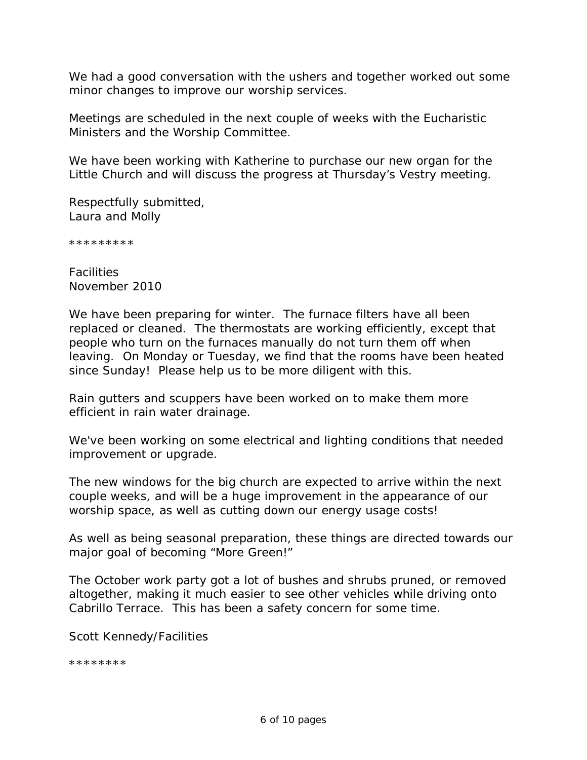We had a good conversation with the ushers and together worked out some minor changes to improve our worship services.

Meetings are scheduled in the next couple of weeks with the Eucharistic Ministers and the Worship Committee.

We have been working with Katherine to purchase our new organ for the Little Church and will discuss the progress at Thursday's Vestry meeting.

Respectfully submitted,
Laura and Molly

*********

Facilities
November 2010

We have been preparing for winter. The furnace filters have all been replaced or cleaned. The thermostats are working efficiently, except that people who turn on the furnaces manually do not turn them off when leaving. On Monday or Tuesday, we find that the rooms have been heated since Sunday! Please help us to be more diligent with this.

Rain gutters and scuppers have been worked on to make them more efficient in rain water drainage.

We've been working on some electrical and lighting conditions that needed improvement or upgrade.

The new windows for the big church are expected to arrive within the next couple weeks, and will be a huge improvement in the appearance of our worship space, as well as cutting down our energy usage costs!

As well as being seasonal preparation, these things are directed towards our major goal of becoming "More Green!"

The October work party got a lot of bushes and shrubs pruned, or removed altogether, making it much easier to see other vehicles while driving onto Cabrillo Terrace. This has been a safety concern for some time.

Scott Kennedy/Facilities

********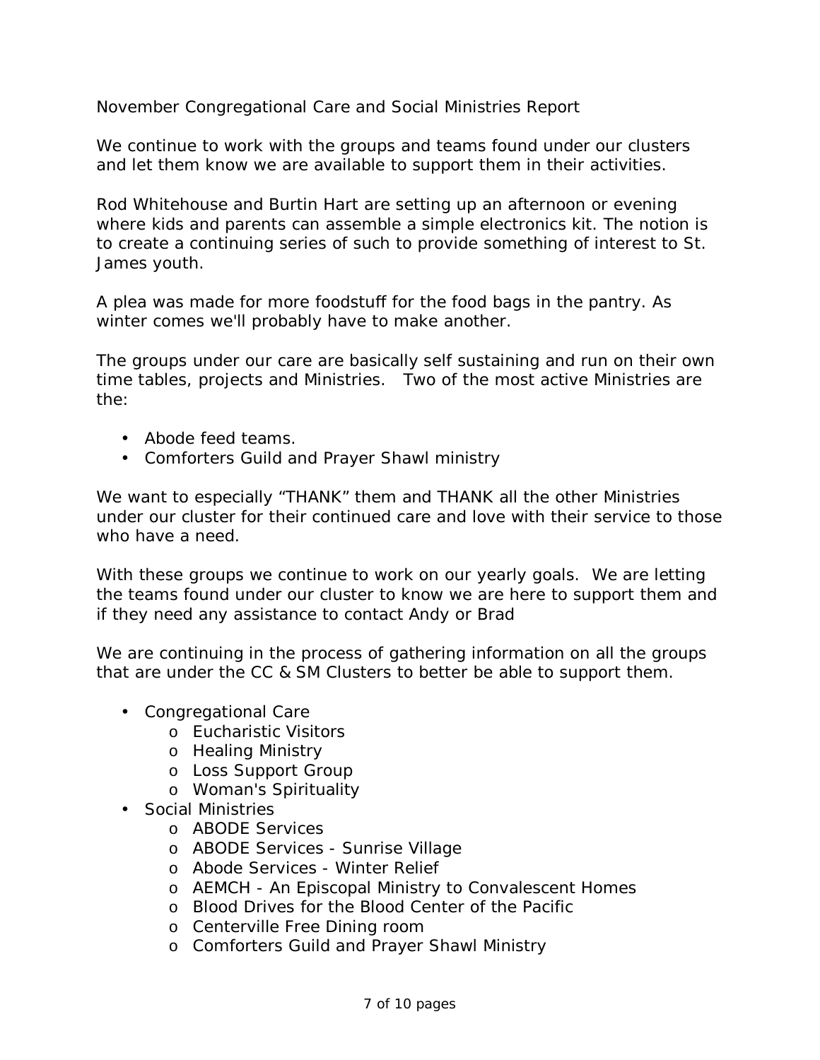November Congregational Care and Social Ministries Report

We continue to work with the groups and teams found under our clusters and let them know we are available to support them in their activities.

Rod Whitehouse and Burtin Hart are setting up an afternoon or evening where kids and parents can assemble a simple electronics kit. The notion is to create a continuing series of such to provide something of interest to St. James youth.

A plea was made for more foodstuff for the food bags in the pantry. As winter comes we'll probably have to make another.

The groups under our care are basically self sustaining and run on their own time tables, projects and Ministries.  Two of the most active Ministries are the:

- Abode feed teams.
- Comforters Guild and Prayer Shawl ministry

We want to especially "THANK" them and THANK all the other Ministries under our cluster for their continued care and love with their service to those who have a need.

With these groups we continue to work on our yearly goals.  We are letting the teams found under our cluster to know we are here to support them and if they need any assistance to contact Andy or Brad

We are continuing in the process of gathering information on all the groups that are under the CC & SM Clusters to better be able to support them.

- Congregational Care
  - Eucharistic Visitors
  - Healing Ministry
  - Loss Support Group
  - Woman's Spirituality
- Social Ministries
  - ABODE Services
  - ABODE Services - Sunrise Village
  - Abode Services - Winter Relief
  - AEMCH - An Episcopal Ministry to Convalescent Homes
  - Blood Drives for the Blood Center of the Pacific
  - Centerville Free Dining room
  - Comforters Guild and Prayer Shawl Ministry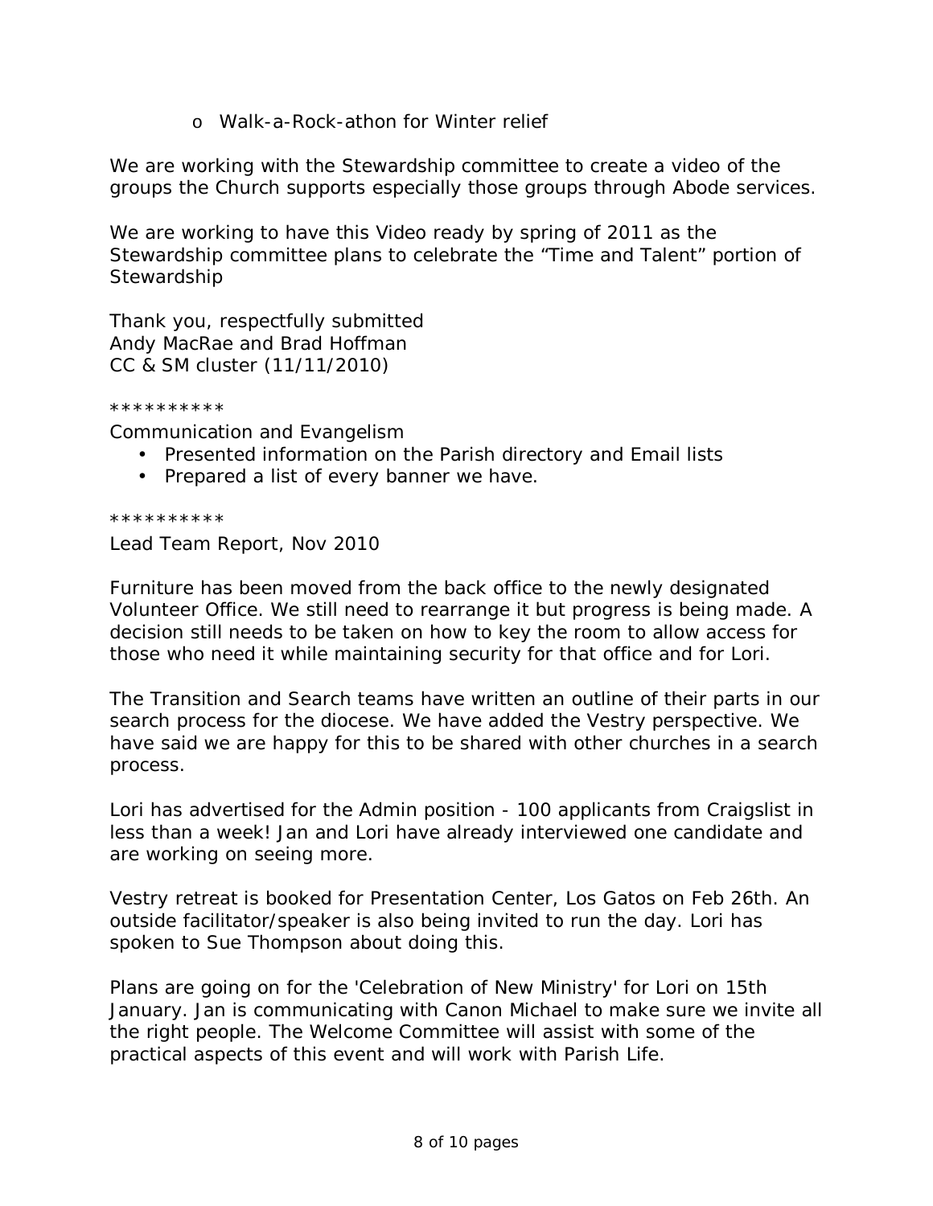- Walk-a-Rock-athon for Winter relief

We are working with the Stewardship committee to create a video of the groups the Church supports especially those groups through Abode services.

We are working to have this Video ready by spring of 2011 as the Stewardship committee plans to celebrate the "Time and Talent" portion of Stewardship

Thank you, respectfully submitted
Andy MacRae and Brad Hoffman
CC & SM cluster (11/11/2010)

**********

Communication and Evangelism

- Presented information on the Parish directory and Email lists
- Prepared a list of every banner we have.

**********

Lead Team Report, Nov 2010

Furniture has been moved from the back office to the newly designated Volunteer Office. We still need to rearrange it but progress is being made. A decision still needs to be taken on how to key the room to allow access for those who need it while maintaining security for that office and for Lori.

The Transition and Search teams have written an outline of their parts in our search process for the diocese. We have added the Vestry perspective. We have said we are happy for this to be shared with other churches in a search process.

Lori has advertised for the Admin position - 100 applicants from Craigslist in less than a week! Jan and Lori have already interviewed one candidate and are working on seeing more.

Vestry retreat is booked for Presentation Center, Los Gatos on Feb 26th. An outside facilitator/speaker is also being invited to run the day. Lori has spoken to Sue Thompson about doing this.

Plans are going on for the 'Celebration of New Ministry' for Lori on 15th January. Jan is communicating with Canon Michael to make sure we invite all the right people. The Welcome Committee will assist with some of the practical aspects of this event and will work with Parish Life.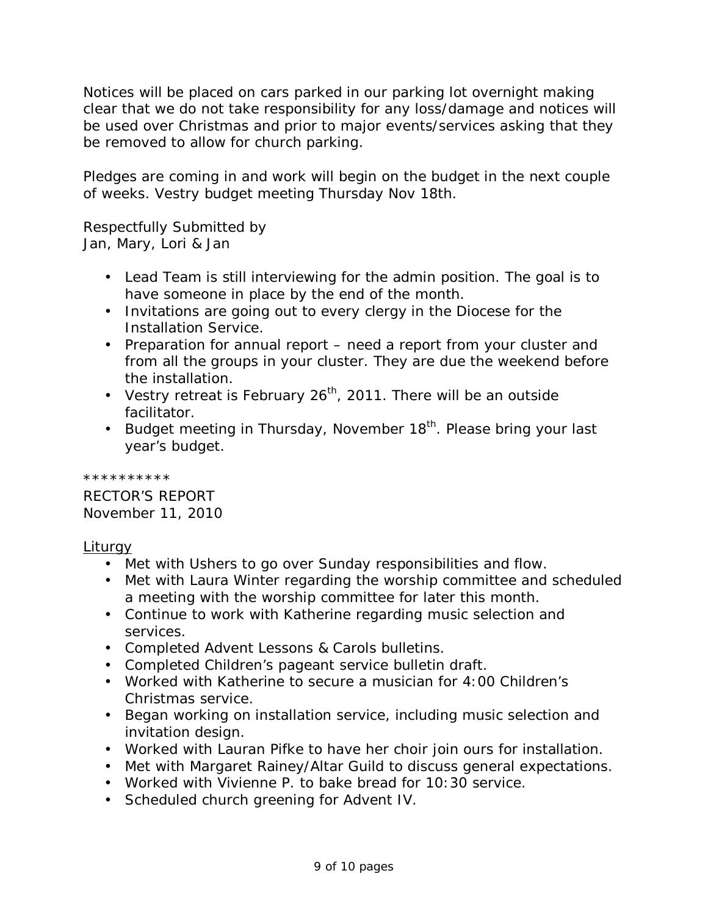Notices will be placed on cars parked in our parking lot overnight making clear that we do not take responsibility for any loss/damage and notices will be used over Christmas and prior to major events/services asking that they be removed to allow for church parking.

Pledges are coming in and work will begin on the budget in the next couple of weeks. Vestry budget meeting Thursday Nov 18th.

Respectfully Submitted by
Jan, Mary, Lori & Jan

- Lead Team is still interviewing for the admin position. The goal is to have someone in place by the end of the month.
- Invitations are going out to every clergy in the Diocese for the Installation Service.
- Preparation for annual report – need a report from your cluster and from all the groups in your cluster. They are due the weekend before the installation.
- Vestry retreat is February 26th, 2011. There will be an outside facilitator.
- Budget meeting in Thursday, November 18th. Please bring your last year's budget.

**********

RECTOR'S REPORT
November 11, 2010

<u>Liturgy</u>

- Met with Ushers to go over Sunday responsibilities and flow.
- Met with Laura Winter regarding the worship committee and scheduled a meeting with the worship committee for later this month.
- Continue to work with Katherine regarding music selection and services.
- Completed Advent Lessons & Carols bulletins.
- Completed Children's pageant service bulletin draft.
- Worked with Katherine to secure a musician for 4:00 Children's Christmas service.
- Began working on installation service, including music selection and invitation design.
- Worked with Lauran Pifke to have her choir join ours for installation.
- Met with Margaret Rainey/Altar Guild to discuss general expectations.
- Worked with Vivienne P. to bake bread for 10:30 service.
- Scheduled church greening for Advent IV.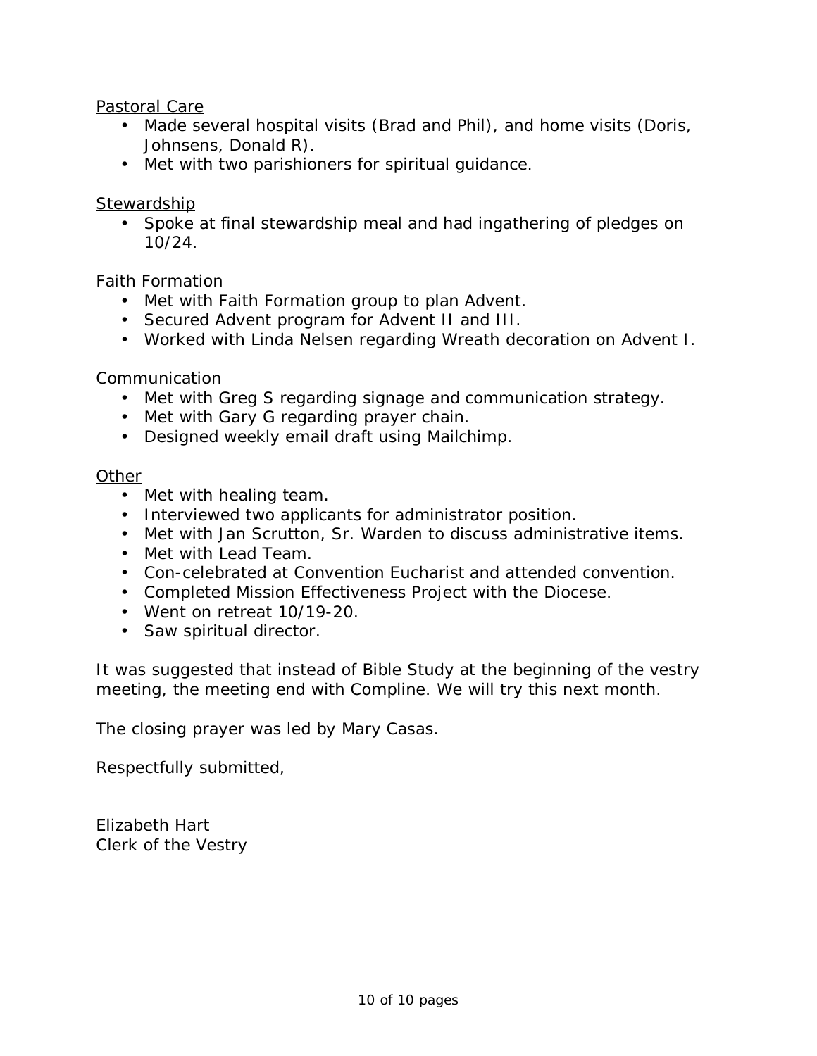<u>Pastoral Care</u>

- Made several hospital visits (Brad and Phil), and home visits (Doris, Johnsens, Donald R).
- Met with two parishioners for spiritual guidance.

<u>Stewardship</u>

- Spoke at final stewardship meal and had ingathering of pledges on 10/24.

<u>Faith Formation</u>

- Met with Faith Formation group to plan Advent.
- Secured Advent program for Advent II and III.
- Worked with Linda Nelsen regarding Wreath decoration on Advent I.

<u>Communication</u>

- Met with Greg S regarding signage and communication strategy.
- Met with Gary G regarding prayer chain.
- Designed weekly email draft using Mailchimp.

<u>Other</u>

- Met with healing team.
- Interviewed two applicants for administrator position.
- Met with Jan Scrutton, Sr. Warden to discuss administrative items.
- Met with Lead Team.
- Con-celebrated at Convention Eucharist and attended convention.
- Completed Mission Effectiveness Project with the Diocese.
- Went on retreat 10/19-20.
- Saw spiritual director.

It was suggested that instead of Bible Study at the beginning of the vestry meeting, the meeting end with Compline. We will try this next month.

The closing prayer was led by Mary Casas.

Respectfully submitted,

Elizabeth Hart
Clerk of the Vestry